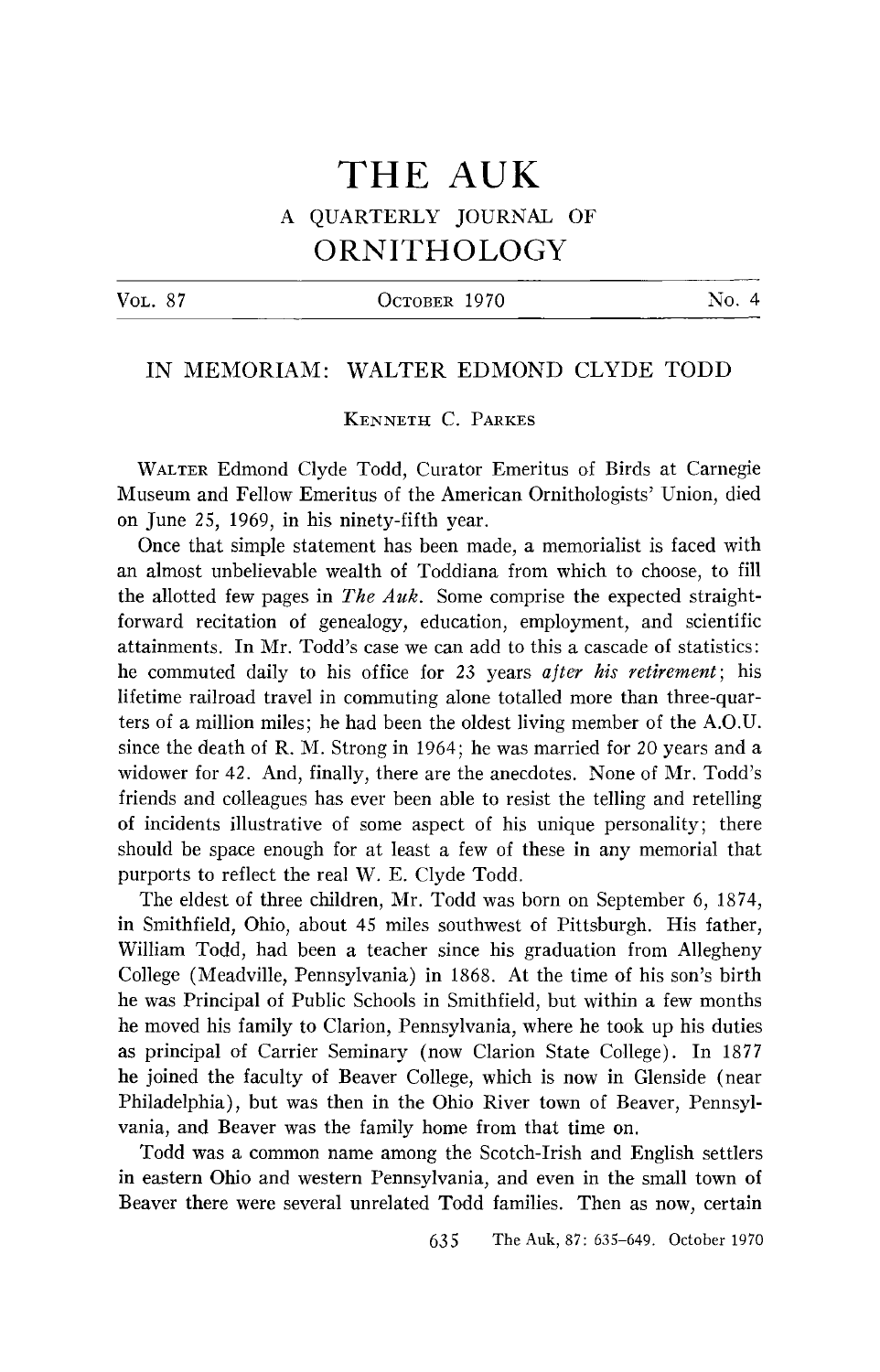# THE AUK

## A QUARTERLY JOURNAL OF ORNITHOLOGY

## IN MEMORIAM: WALTER EDMOND CLYDE TODD

KENNETH C. PARKES

WALTER Edmond Clyde Todd, Curator Emeritus of Birds at Carnegie Museum and Fellow Emeritus of the American Ornithologists' Union, died on June 25, 1969, in his ninety-fifth year.

Once that simple statement has been made, a memorialist is faced with an almost unbelievable wealth of Toddiana from which to choose, to fill the allotted few pages in *The Auk*. Some comprise the expected straightforward recitation of genealogy, education, employment, and scientific attainments. In Mr. Todd's case we can add to this a cascade of statistics: he commuted daily to his office for 23 years *after his retirement*; his lifetime railroad travel in commuting alone totalled more than three-quarters of a million miles; he had been the oldest living member of the A.O.U. since the death of R. M. Strong in 1964; he was married for 20 years and a widower for 42. And, finally, there are the anecdotes. None of Mr. Todd's friends and colleagues has ever been able to resist the telling and retelling of incidents illustrative of some aspect of his unique personality; there should be space enough for at least a few of these in any memorial that purports to reflect the real W. E. Clyde Todd.

The eldest of three children, Mr. Todd was born on September 6, 1874, in Smithfield, Ohio, about 45 miles southwest of Pittsburgh. His father, William Todd, had been a teacher since his graduation from Allegheny College (Meadville, Pennsylvania) in 1868. At the time of his son's birth he was Principal of Public Schools in Smithfield, but within a few months he moved his family to Clarion, Pennsylvania, where he took up his duties as principal of Carrier Seminary (now Clarion State College). In 1877 he joined the faculty of Beaver College, which is now in Glenside (near Philadelphia), but was then in the Ohio River town of Beaver, Pennsylvania, and Beaver was the family home from that time on.

Todd was a common name among the Scotch-Irish and English settlers in eastern Ohio and western Pennsylvania, and even in the small town of Beaver there were several unrelated Todd families. Then as now, certain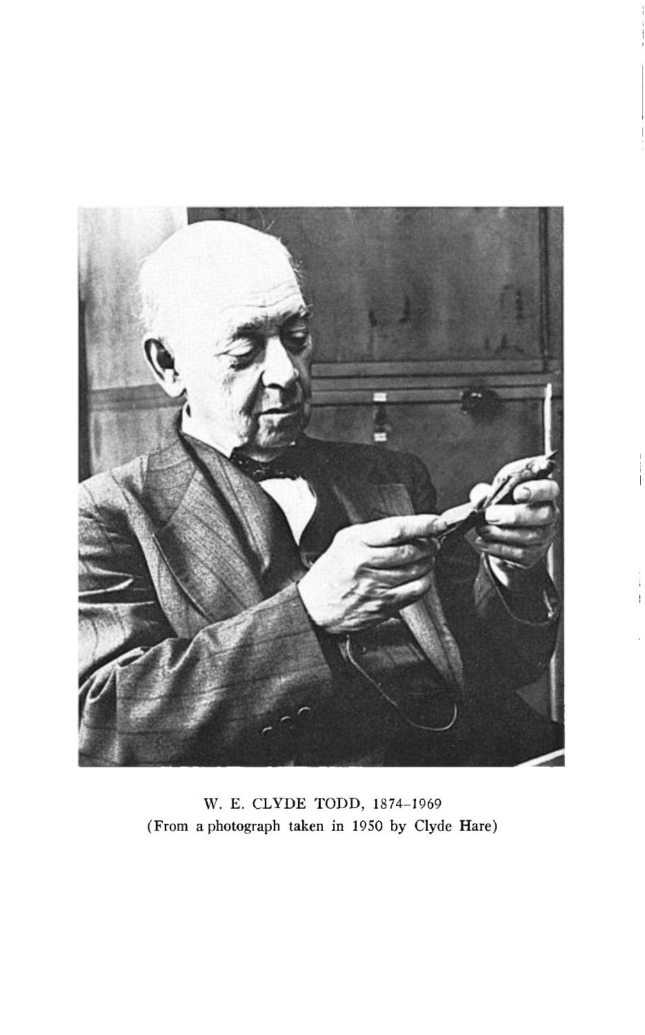W. E. CLYDE TODD, 1874–1969
(From a photograph taken in 1950 by Clyde Hare)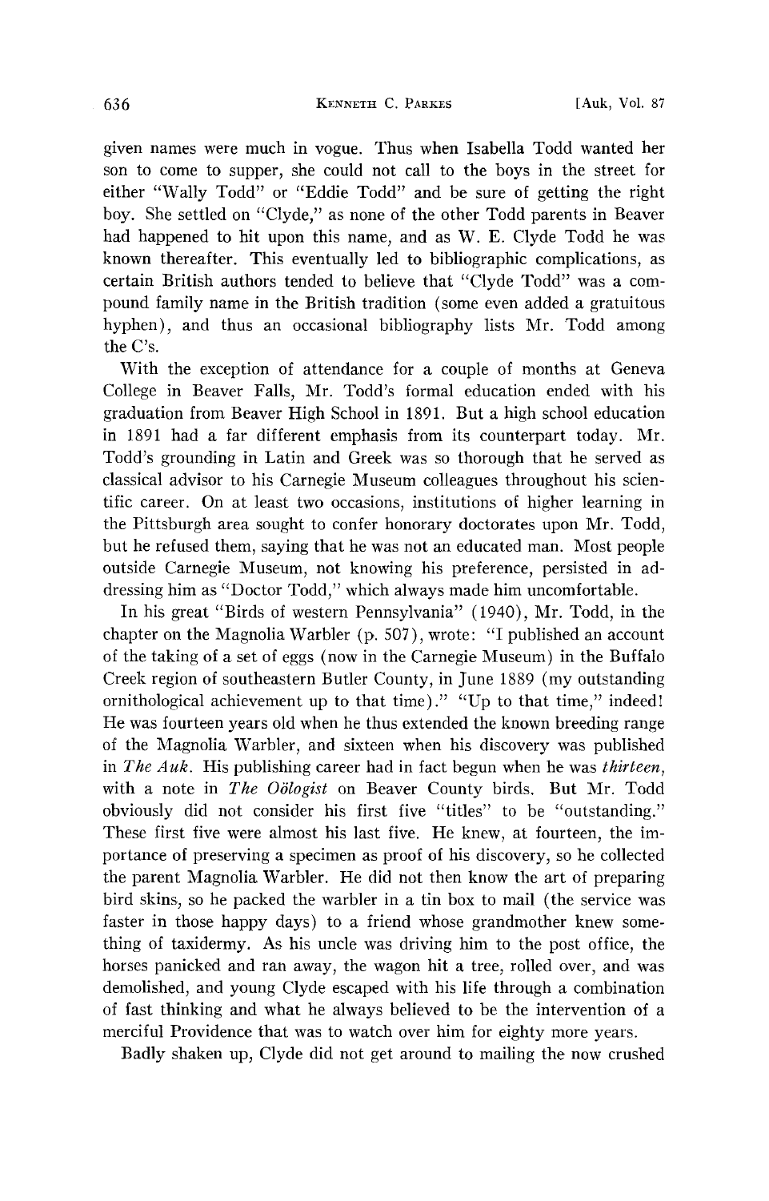given names were much in vogue. Thus when Isabella Todd wanted her son to come to supper, she could not call to the boys in the street for either "Wally Todd" or "Eddie Todd" and be sure of getting the right boy. She settled on "Clyde," as none of the other Todd parents in Beaver had happened to hit upon this name, and as W. E. Clyde Todd he was known thereafter. This eventually led to bibliographic complications, as certain British authors tended to believe that "Clyde Todd" was a compound family name in the British tradition (some even added a gratuitous hyphen), and thus an occasional bibliography lists Mr. Todd among the C's.

With the exception of attendance for a couple of months at Geneva College in Beaver Falls, Mr. Todd's formal education ended with his graduation from Beaver High School in 1891. But a high school education in 1891 had a far different emphasis from its counterpart today. Mr. Todd's grounding in Latin and Greek was so thorough that he served as classical advisor to his Carnegie Museum colleagues throughout his scientific career. On at least two occasions, institutions of higher learning in the Pittsburgh area sought to confer honorary doctorates upon Mr. Todd, but he refused them, saying that he was not an educated man. Most people outside Carnegie Museum, not knowing his preference, persisted in addressing him as "Doctor Todd," which always made him uncomfortable.

In his great "Birds of western Pennsylvania" (1940), Mr. Todd, in the chapter on the Magnolia Warbler (p. 507), wrote: "I published an account of the taking of a set of eggs (now in the Carnegie Museum) in the Buffalo Creek region of southeastern Butler County, in June 1889 (my outstanding ornithological achievement up to that time)." "Up to that time," indeed! He was fourteen years old when he thus extended the known breeding range of the Magnolia Warbler, and sixteen when his discovery was published in *The Auk*. His publishing career had in fact begun when he was *thirteen*, with a note in *The Oölogist* on Beaver County birds. But Mr. Todd obviously did not consider his first five "titles" to be "outstanding." These first five were almost his last five. He knew, at fourteen, the importance of preserving a specimen as proof of his discovery, so he collected the parent Magnolia Warbler. He did not then know the art of preparing bird skins, so he packed the warbler in a tin box to mail (the service was faster in those happy days) to a friend whose grandmother knew something of taxidermy. As his uncle was driving him to the post office, the horses panicked and ran away, the wagon hit a tree, rolled over, and was demolished, and young Clyde escaped with his life through a combination of fast thinking and what he always believed to be the intervention of a merciful Providence that was to watch over him for eighty more years.

Badly shaken up, Clyde did not get around to mailing the now crushed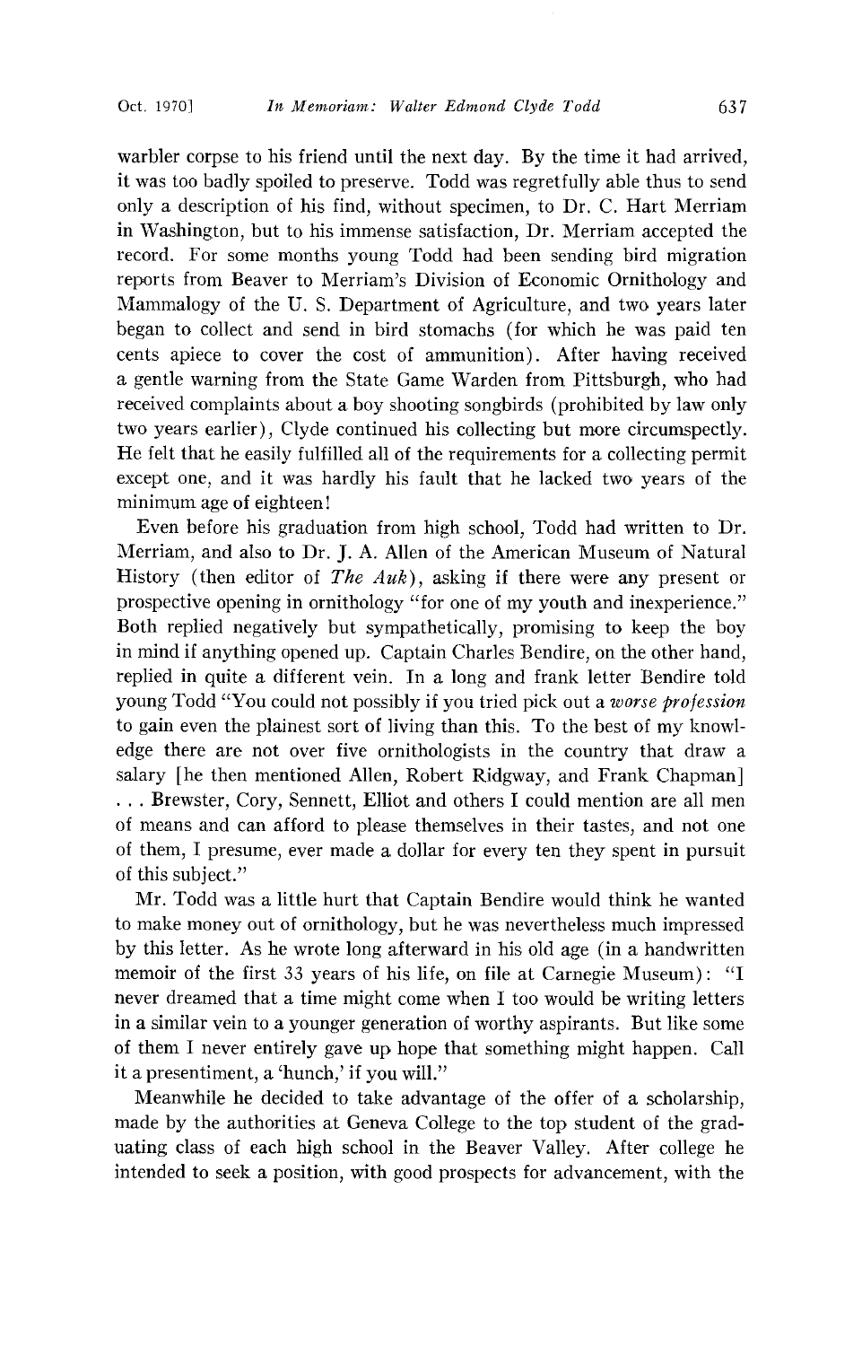warbler corpse to his friend until the next day. By the time it had arrived, it was too badly spoiled to preserve. Todd was regretfully able thus to send only a description of his find, without specimen, to Dr. C. Hart Merriam in Washington, but to his immense satisfaction, Dr. Merriam accepted the record. For some months young Todd had been sending bird migration reports from Beaver to Merriam's Division of Economic Ornithology and Mammalogy of the U. S. Department of Agriculture, and two years later began to collect and send in bird stomachs (for which he was paid ten cents apiece to cover the cost of ammunition). After having received a gentle warning from the State Game Warden from Pittsburgh, who had received complaints about a boy shooting songbirds (prohibited by law only two years earlier), Clyde continued his collecting but more circumspectly. He felt that he easily fulfilled all of the requirements for a collecting permit except one, and it was hardly his fault that he lacked two years of the minimum age of eighteen!

Even before his graduation from high school, Todd had written to Dr. Merriam, and also to Dr. J. A. Allen of the American Museum of Natural History (then editor of *The Auk*), asking if there were any present or prospective opening in ornithology "for one of my youth and inexperience." Both replied negatively but sympathetically, promising to keep the boy in mind if anything opened up. Captain Charles Bendire, on the other hand, replied in quite a different vein. In a long and frank letter Bendire told young Todd "You could not possibly if you tried pick out a *worse profession* to gain even the plainest sort of living than this. To the best of my knowledge there are not over five ornithologists in the country that draw a salary [he then mentioned Allen, Robert Ridgway, and Frank Chapman] . . . Brewster, Cory, Sennett, Elliot and others I could mention are all men of means and can afford to please themselves in their tastes, and not one of them, I presume, ever made a dollar for every ten they spent in pursuit of this subject."

Mr. Todd was a little hurt that Captain Bendire would think he wanted to make money out of ornithology, but he was nevertheless much impressed by this letter. As he wrote long afterward in his old age (in a handwritten memoir of the first 33 years of his life, on file at Carnegie Museum): "I never dreamed that a time might come when I too would be writing letters in a similar vein to a younger generation of worthy aspirants. But like some of them I never entirely gave up hope that something might happen. Call it a presentiment, a 'hunch,' if you will."

Meanwhile he decided to take advantage of the offer of a scholarship, made by the authorities at Geneva College to the top student of the graduating class of each high school in the Beaver Valley. After college he intended to seek a position, with good prospects for advancement, with the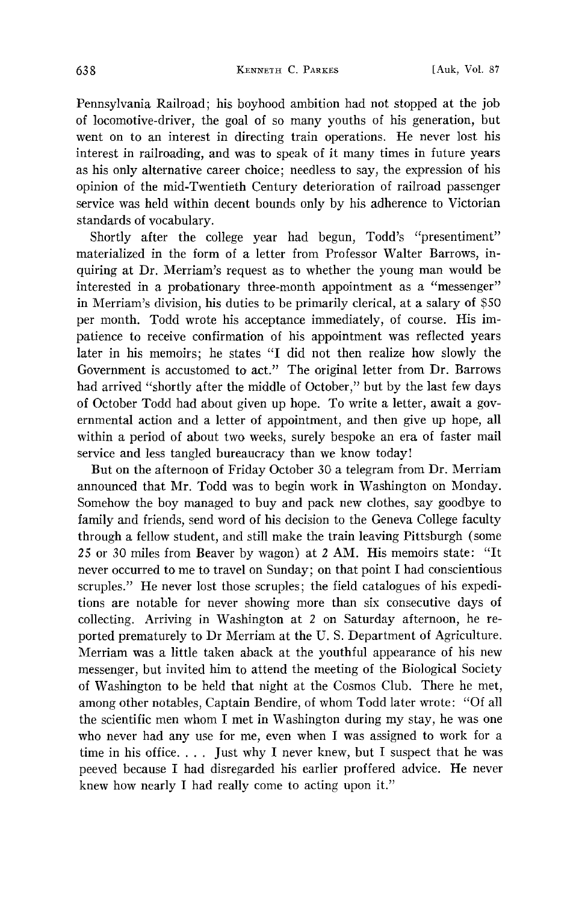Pennsylvania Railroad; his boyhood ambition had not stopped at the job of locomotive-driver, the goal of so many youths of his generation, but went on to an interest in directing train operations. He never lost his interest in railroading, and was to speak of it many times in future years as his only alternative career choice; needless to say, the expression of his opinion of the mid-Twentieth Century deterioration of railroad passenger service was held within decent bounds only by his adherence to Victorian standards of vocabulary.

Shortly after the college year had begun, Todd's "presentiment" materialized in the form of a letter from Professor Walter Barrows, inquiring at Dr. Merriam's request as to whether the young man would be interested in a probationary three-month appointment as a "messenger" in Merriam's division, his duties to be primarily clerical, at a salary of $50 per month. Todd wrote his acceptance immediately, of course. His impatience to receive confirmation of his appointment was reflected years later in his memoirs; he states "I did not then realize how slowly the Government is accustomed to act." The original letter from Dr. Barrows had arrived "shortly after the middle of October," but by the last few days of October Todd had about given up hope. To write a letter, await a governmental action and a letter of appointment, and then give up hope, all within a period of about two weeks, surely bespoke an era of faster mail service and less tangled bureaucracy than we know today!

But on the afternoon of Friday October 30 a telegram from Dr. Merriam announced that Mr. Todd was to begin work in Washington on Monday. Somehow the boy managed to buy and pack new clothes, say goodbye to family and friends, send word of his decision to the Geneva College faculty through a fellow student, and still make the train leaving Pittsburgh (some 25 or 30 miles from Beaver by wagon) at 2 AM. His memoirs state: "It never occurred to me to travel on Sunday; on that point I had conscientious scruples." He never lost those scruples; the field catalogues of his expeditions are notable for never showing more than six consecutive days of collecting. Arriving in Washington at 2 on Saturday afternoon, he reported prematurely to Dr Merriam at the U. S. Department of Agriculture. Merriam was a little taken aback at the youthful appearance of his new messenger, but invited him to attend the meeting of the Biological Society of Washington to be held that night at the Cosmos Club. There he met, among other notables, Captain Bendire, of whom Todd later wrote: "Of all the scientific men whom I met in Washington during my stay, he was one who never had any use for me, even when I was assigned to work for a time in his office. . . . Just why I never knew, but I suspect that he was peeved because I had disregarded his earlier proffered advice. He never knew how nearly I had really come to acting upon it."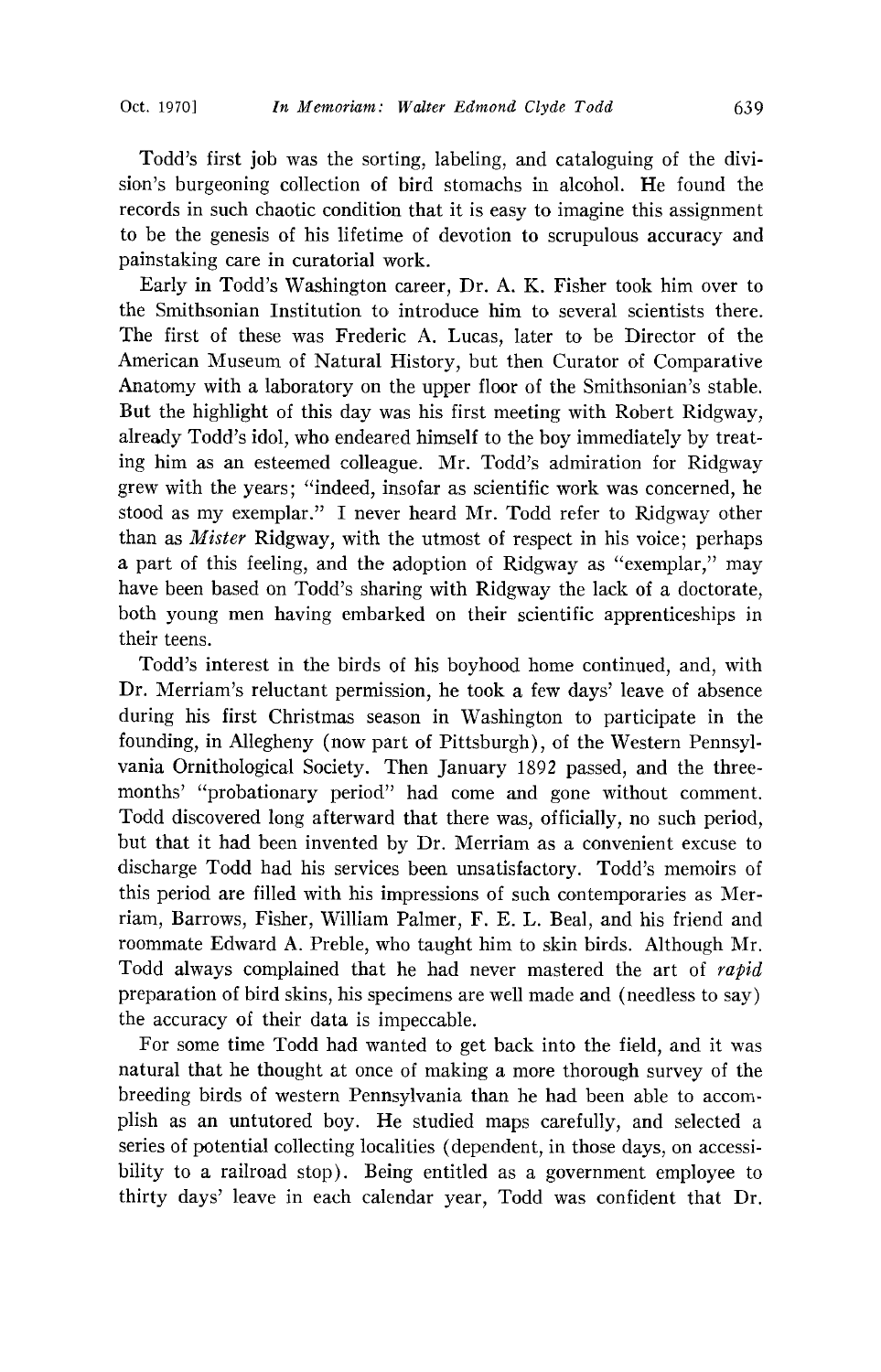Todd's first job was the sorting, labeling, and cataloguing of the division's burgeoning collection of bird stomachs in alcohol. He found the records in such chaotic condition that it is easy to imagine this assignment to be the genesis of his lifetime of devotion to scrupulous accuracy and painstaking care in curatorial work.

Early in Todd's Washington career, Dr. A. K. Fisher took him over to the Smithsonian Institution to introduce him to several scientists there. The first of these was Frederic A. Lucas, later to be Director of the American Museum of Natural History, but then Curator of Comparative Anatomy with a laboratory on the upper floor of the Smithsonian's stable. But the highlight of this day was his first meeting with Robert Ridgway, already Todd's idol, who endeared himself to the boy immediately by treating him as an esteemed colleague. Mr. Todd's admiration for Ridgway grew with the years; "indeed, insofar as scientific work was concerned, he stood as my exemplar." I never heard Mr. Todd refer to Ridgway other than as *Mister* Ridgway, with the utmost of respect in his voice; perhaps a part of this feeling, and the adoption of Ridgway as "exemplar," may have been based on Todd's sharing with Ridgway the lack of a doctorate, both young men having embarked on their scientific apprenticeships in their teens.

Todd's interest in the birds of his boyhood home continued, and, with Dr. Merriam's reluctant permission, he took a few days' leave of absence during his first Christmas season in Washington to participate in the founding, in Allegheny (now part of Pittsburgh), of the Western Pennsylvania Ornithological Society. Then January 1892 passed, and the three-months' "probationary period" had come and gone without comment. Todd discovered long afterward that there was, officially, no such period, but that it had been invented by Dr. Merriam as a convenient excuse to discharge Todd had his services been unsatisfactory. Todd's memoirs of this period are filled with his impressions of such contemporaries as Merriam, Barrows, Fisher, William Palmer, F. E. L. Beal, and his friend and roommate Edward A. Preble, who taught him to skin birds. Although Mr. Todd always complained that he had never mastered the art of *rapid* preparation of bird skins, his specimens are well made and (needless to say) the accuracy of their data is impeccable.

For some time Todd had wanted to get back into the field, and it was natural that he thought at once of making a more thorough survey of the breeding birds of western Pennsylvania than he had been able to accomplish as an untutored boy. He studied maps carefully, and selected a series of potential collecting localities (dependent, in those days, on accessibility to a railroad stop). Being entitled as a government employee to thirty days' leave in each calendar year, Todd was confident that Dr.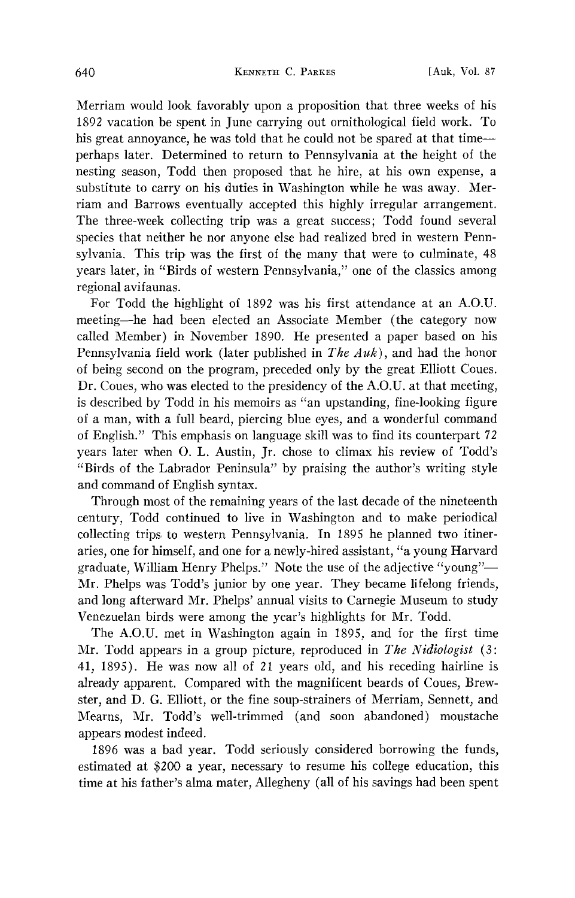Merriam would look favorably upon a proposition that three weeks of his 1892 vacation be spent in June carrying out ornithological field work. To his great annoyance, he was told that he could not be spared at that time—perhaps later. Determined to return to Pennsylvania at the height of the nesting season, Todd then proposed that he hire, at his own expense, a substitute to carry on his duties in Washington while he was away. Merriam and Barrows eventually accepted this highly irregular arrangement. The three-week collecting trip was a great success; Todd found several species that neither he nor anyone else had realized bred in western Pennsylvania. This trip was the first of the many that were to culminate, 48 years later, in "Birds of western Pennsylvania," one of the classics among regional avifaunas.

For Todd the highlight of 1892 was his first attendance at an A.O.U. meeting—he had been elected an Associate Member (the category now called Member) in November 1890. He presented a paper based on his Pennsylvania field work (later published in *The Auk*), and had the honor of being second on the program, preceded only by the great Elliott Coues. Dr. Coues, who was elected to the presidency of the A.O.U. at that meeting, is described by Todd in his memoirs as "an upstanding, fine-looking figure of a man, with a full beard, piercing blue eyes, and a wonderful command of English." This emphasis on language skill was to find its counterpart 72 years later when O. L. Austin, Jr. chose to climax his review of Todd's "Birds of the Labrador Peninsula" by praising the author's writing style and command of English syntax.

Through most of the remaining years of the last decade of the nineteenth century, Todd continued to live in Washington and to make periodical collecting trips to western Pennsylvania. In 1895 he planned two itineraries, one for himself, and one for a newly-hired assistant, "a young Harvard graduate, William Henry Phelps." Note the use of the adjective "young"—Mr. Phelps was Todd's junior by one year. They became lifelong friends, and long afterward Mr. Phelps' annual visits to Carnegie Museum to study Venezuelan birds were among the year's highlights for Mr. Todd.

The A.O.U. met in Washington again in 1895, and for the first time Mr. Todd appears in a group picture, reproduced in *The Nidiologist* (3: 41, 1895). He was now all of 21 years old, and his receding hairline is already apparent. Compared with the magnificent beards of Coues, Brewster, and D. G. Elliott, or the fine soup-strainers of Merriam, Sennett, and Mearns, Mr. Todd's well-trimmed (and soon abandoned) moustache appears modest indeed.

1896 was a bad year. Todd seriously considered borrowing the funds, estimated at $200 a year, necessary to resume his college education, this time at his father's alma mater, Allegheny (all of his savings had been spent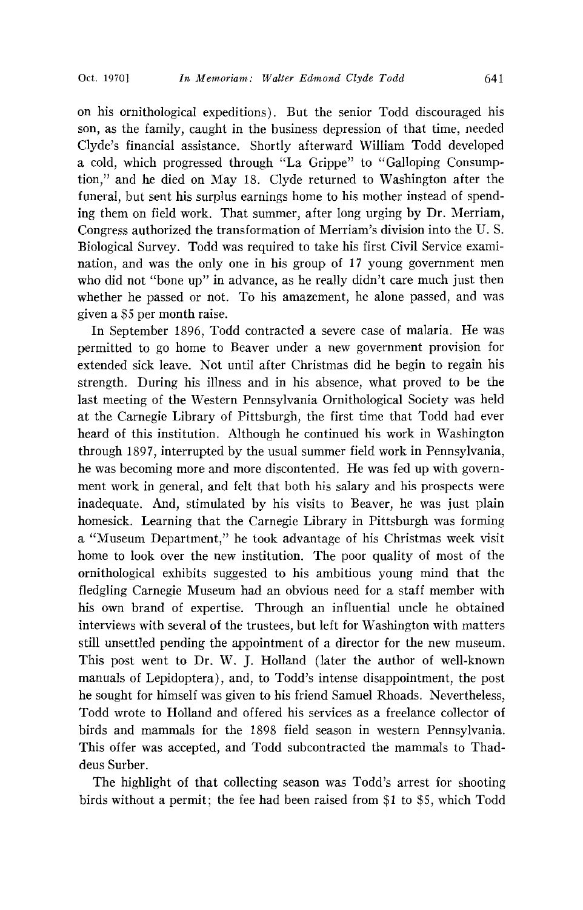on his ornithological expeditions). But the senior Todd discouraged his son, as the family, caught in the business depression of that time, needed Clyde's financial assistance. Shortly afterward William Todd developed a cold, which progressed through "La Grippe" to "Galloping Consumption," and he died on May 18. Clyde returned to Washington after the funeral, but sent his surplus earnings home to his mother instead of spending them on field work. That summer, after long urging by Dr. Merriam, Congress authorized the transformation of Merriam's division into the U. S. Biological Survey. Todd was required to take his first Civil Service examination, and was the only one in his group of 17 young government men who did not "bone up" in advance, as he really didn't care much just then whether he passed or not. To his amazement, he alone passed, and was given a $5 per month raise.

In September 1896, Todd contracted a severe case of malaria. He was permitted to go home to Beaver under a new government provision for extended sick leave. Not until after Christmas did he begin to regain his strength. During his illness and in his absence, what proved to be the last meeting of the Western Pennsylvania Ornithological Society was held at the Carnegie Library of Pittsburgh, the first time that Todd had ever heard of this institution. Although he continued his work in Washington through 1897, interrupted by the usual summer field work in Pennsylvania, he was becoming more and more discontented. He was fed up with government work in general, and felt that both his salary and his prospects were inadequate. And, stimulated by his visits to Beaver, he was just plain homesick. Learning that the Carnegie Library in Pittsburgh was forming a "Museum Department," he took advantage of his Christmas week visit home to look over the new institution. The poor quality of most of the ornithological exhibits suggested to his ambitious young mind that the fledgling Carnegie Museum had an obvious need for a staff member with his own brand of expertise. Through an influential uncle he obtained interviews with several of the trustees, but left for Washington with matters still unsettled pending the appointment of a director for the new museum. This post went to Dr. W. J. Holland (later the author of well-known manuals of Lepidoptera), and, to Todd's intense disappointment, the post he sought for himself was given to his friend Samuel Rhoads. Nevertheless, Todd wrote to Holland and offered his services as a freelance collector of birds and mammals for the 1898 field season in western Pennsylvania. This offer was accepted, and Todd subcontracted the mammals to Thaddeus Surber.

The highlight of that collecting season was Todd's arrest for shooting birds without a permit; the fee had been raised from $1 to $5, which Todd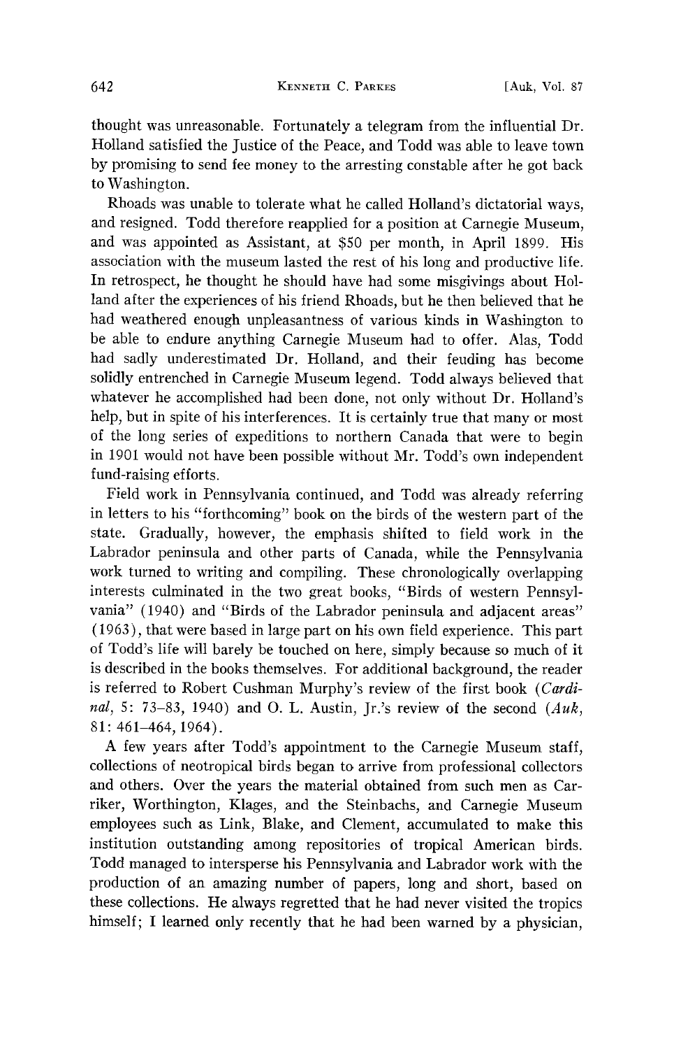thought was unreasonable. Fortunately a telegram from the influential Dr. Holland satisfied the Justice of the Peace, and Todd was able to leave town by promising to send fee money to the arresting constable after he got back to Washington.

Rhoads was unable to tolerate what he called Holland's dictatorial ways, and resigned. Todd therefore reapplied for a position at Carnegie Museum, and was appointed as Assistant, at $50 per month, in April 1899. His association with the museum lasted the rest of his long and productive life. In retrospect, he thought he should have had some misgivings about Holland after the experiences of his friend Rhoads, but he then believed that he had weathered enough unpleasantness of various kinds in Washington to be able to endure anything Carnegie Museum had to offer. Alas, Todd had sadly underestimated Dr. Holland, and their feuding has become solidly entrenched in Carnegie Museum legend. Todd always believed that whatever he accomplished had been done, not only without Dr. Holland's help, but in spite of his interferences. It is certainly true that many or most of the long series of expeditions to northern Canada that were to begin in 1901 would not have been possible without Mr. Todd's own independent fund-raising efforts.

Field work in Pennsylvania continued, and Todd was already referring in letters to his "forthcoming" book on the birds of the western part of the state. Gradually, however, the emphasis shifted to field work in the Labrador peninsula and other parts of Canada, while the Pennsylvania work turned to writing and compiling. These chronologically overlapping interests culminated in the two great books, "Birds of western Pennsylvania" (1940) and "Birds of the Labrador peninsula and adjacent areas" (1963), that were based in large part on his own field experience. This part of Todd's life will barely be touched on here, simply because so much of it is described in the books themselves. For additional background, the reader is referred to Robert Cushman Murphy's review of the first book (*Cardinal*, 5: 73–83, 1940) and O. L. Austin, Jr.'s review of the second (*Auk*, 81: 461–464, 1964).

A few years after Todd's appointment to the Carnegie Museum staff, collections of neotropical birds began to arrive from professional collectors and others. Over the years the material obtained from such men as Carriker, Worthington, Klages, and the Steinbachs, and Carnegie Museum employees such as Link, Blake, and Clement, accumulated to make this institution outstanding among repositories of tropical American birds. Todd managed to intersperse his Pennsylvania and Labrador work with the production of an amazing number of papers, long and short, based on these collections. He always regretted that he had never visited the tropics himself; I learned only recently that he had been warned by a physician,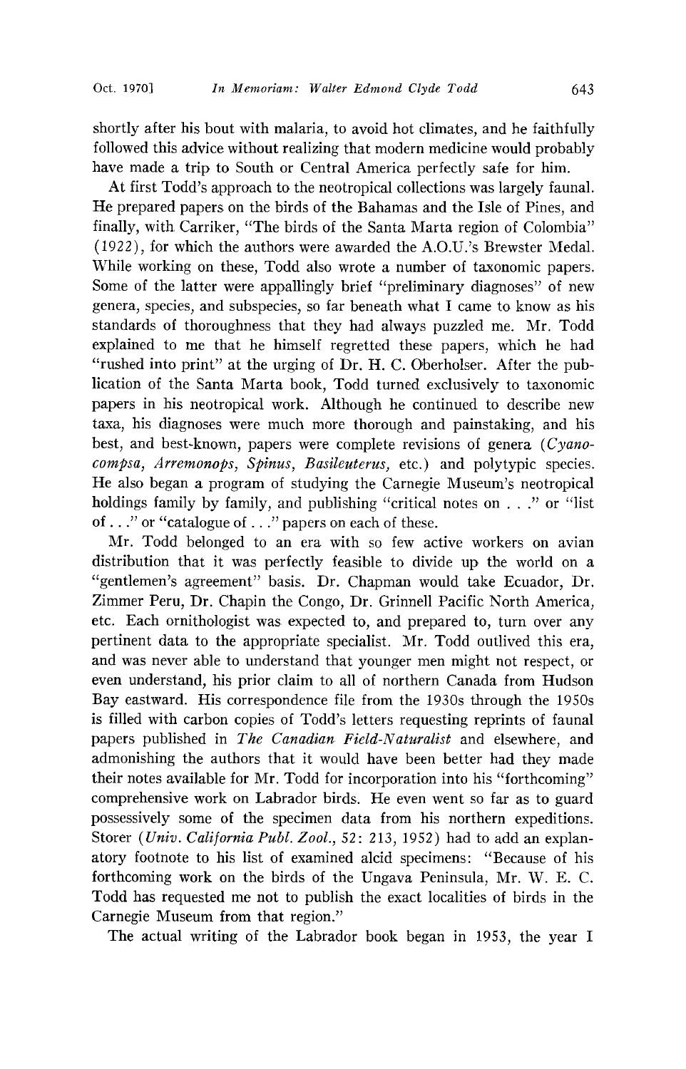shortly after his bout with malaria, to avoid hot climates, and he faithfully followed this advice without realizing that modern medicine would probably have made a trip to South or Central America perfectly safe for him.

At first Todd's approach to the neotropical collections was largely faunal. He prepared papers on the birds of the Bahamas and the Isle of Pines, and finally, with Carriker, "The birds of the Santa Marta region of Colombia" (1922), for which the authors were awarded the A.O.U.'s Brewster Medal. While working on these, Todd also wrote a number of taxonomic papers. Some of the latter were appallingly brief "preliminary diagnoses" of new genera, species, and subspecies, so far beneath what I came to know as his standards of thoroughness that they had always puzzled me. Mr. Todd explained to me that he himself regretted these papers, which he had "rushed into print" at the urging of Dr. H. C. Oberholser. After the publication of the Santa Marta book, Todd turned exclusively to taxonomic papers in his neotropical work. Although he continued to describe new taxa, his diagnoses were much more thorough and painstaking, and his best, and best-known, papers were complete revisions of genera (*Cyanocompsa, Arremonops, Spinus, Basileuterus,* etc.) and polytypic species. He also began a program of studying the Carnegie Museum's neotropical holdings family by family, and publishing "critical notes on . . ." or "list of . . ." or "catalogue of . . ." papers on each of these.

Mr. Todd belonged to an era with so few active workers on avian distribution that it was perfectly feasible to divide up the world on a "gentlemen's agreement" basis. Dr. Chapman would take Ecuador, Dr. Zimmer Peru, Dr. Chapin the Congo, Dr. Grinnell Pacific North America, etc. Each ornithologist was expected to, and prepared to, turn over any pertinent data to the appropriate specialist. Mr. Todd outlived this era, and was never able to understand that younger men might not respect, or even understand, his prior claim to all of northern Canada from Hudson Bay eastward. His correspondence file from the 1930s through the 1950s is filled with carbon copies of Todd's letters requesting reprints of faunal papers published in *The Canadian Field-Naturalist* and elsewhere, and admonishing the authors that it would have been better had they made their notes available for Mr. Todd for incorporation into his "forthcoming" comprehensive work on Labrador birds. He even went so far as to guard possessively some of the specimen data from his northern expeditions. Storer (*Univ. California Publ. Zool.*, 52: 213, 1952) had to add an explanatory footnote to his list of examined alcid specimens: "Because of his forthcoming work on the birds of the Ungava Peninsula, Mr. W. E. C. Todd has requested me not to publish the exact localities of birds in the Carnegie Museum from that region."

The actual writing of the Labrador book began in 1953, the year I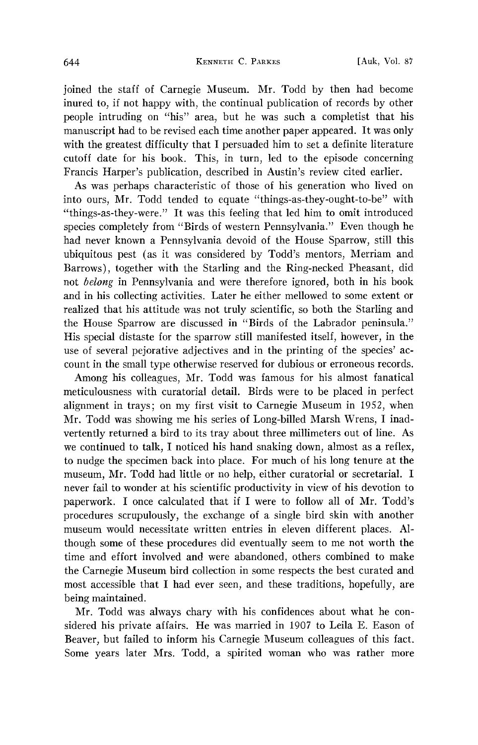joined the staff of Carnegie Museum. Mr. Todd by then had become inured to, if not happy with, the continual publication of records by other people intruding on "his" area, but he was such a completist that his manuscript had to be revised each time another paper appeared. It was only with the greatest difficulty that I persuaded him to set a definite literature cutoff date for his book. This, in turn, led to the episode concerning Francis Harper's publication, described in Austin's review cited earlier.

As was perhaps characteristic of those of his generation who lived on into ours, Mr. Todd tended to equate "things-as-they-ought-to-be" with "things-as-they-were." It was this feeling that led him to omit introduced species completely from "Birds of western Pennsylvania." Even though he had never known a Pennsylvania devoid of the House Sparrow, still this ubiquitous pest (as it was considered by Todd's mentors, Merriam and Barrows), together with the Starling and the Ring-necked Pheasant, did not *belong* in Pennsylvania and were therefore ignored, both in his book and in his collecting activities. Later he either mellowed to some extent or realized that his attitude was not truly scientific, so both the Starling and the House Sparrow are discussed in "Birds of the Labrador peninsula." His special distaste for the sparrow still manifested itself, however, in the use of several pejorative adjectives and in the printing of the species' account in the small type otherwise reserved for dubious or erroneous records.

Among his colleagues, Mr. Todd was famous for his almost fanatical meticulousness with curatorial detail. Birds were to be placed in perfect alignment in trays; on my first visit to Carnegie Museum in 1952, when Mr. Todd was showing me his series of Long-billed Marsh Wrens, I inadvertently returned a bird to its tray about three millimeters out of line. As we continued to talk, I noticed his hand snaking down, almost as a reflex, to nudge the specimen back into place. For much of his long tenure at the museum, Mr. Todd had little or no help, either curatorial or secretarial. I never fail to wonder at his scientific productivity in view of his devotion to paperwork. I once calculated that if I were to follow all of Mr. Todd's procedures scrupulously, the exchange of a single bird skin with another museum would necessitate written entries in eleven different places. Although some of these procedures did eventually seem to me not worth the time and effort involved and were abandoned, others combined to make the Carnegie Museum bird collection in some respects the best curated and most accessible that I had ever seen, and these traditions, hopefully, are being maintained.

Mr. Todd was always chary with his confidences about what he considered his private affairs. He was married in 1907 to Leila E. Eason of Beaver, but failed to inform his Carnegie Museum colleagues of this fact. Some years later Mrs. Todd, a spirited woman who was rather more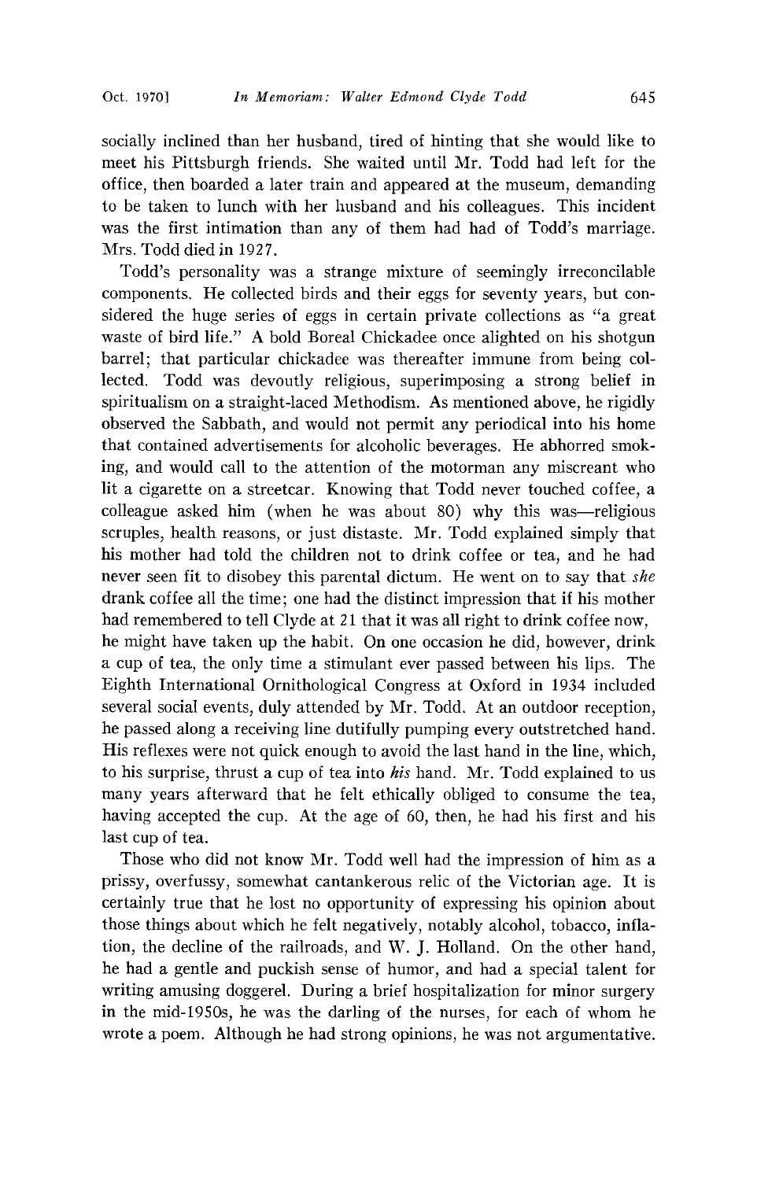socially inclined than her husband, tired of hinting that she would like to meet his Pittsburgh friends. She waited until Mr. Todd had left for the office, then boarded a later train and appeared at the museum, demanding to be taken to lunch with her husband and his colleagues. This incident was the first intimation than any of them had had of Todd's marriage. Mrs. Todd died in 1927.

Todd's personality was a strange mixture of seemingly irreconcilable components. He collected birds and their eggs for seventy years, but considered the huge series of eggs in certain private collections as "a great waste of bird life." A bold Boreal Chickadee once alighted on his shotgun barrel; that particular chickadee was thereafter immune from being collected. Todd was devoutly religious, superimposing a strong belief in spiritualism on a straight-laced Methodism. As mentioned above, he rigidly observed the Sabbath, and would not permit any periodical into his home that contained advertisements for alcoholic beverages. He abhorred smoking, and would call to the attention of the motorman any miscreant who lit a cigarette on a streetcar. Knowing that Todd never touched coffee, a colleague asked him (when he was about 80) why this was—religious scruples, health reasons, or just distaste. Mr. Todd explained simply that his mother had told the children not to drink coffee or tea, and he had never seen fit to disobey this parental dictum. He went on to say that *she* drank coffee all the time; one had the distinct impression that if his mother had remembered to tell Clyde at 21 that it was all right to drink coffee now, he might have taken up the habit. On one occasion he did, however, drink a cup of tea, the only time a stimulant ever passed between his lips. The Eighth International Ornithological Congress at Oxford in 1934 included several social events, duly attended by Mr. Todd. At an outdoor reception, he passed along a receiving line dutifully pumping every outstretched hand. His reflexes were not quick enough to avoid the last hand in the line, which, to his surprise, thrust a cup of tea into *his* hand. Mr. Todd explained to us many years afterward that he felt ethically obliged to consume the tea, having accepted the cup. At the age of 60, then, he had his first and his last cup of tea.

Those who did not know Mr. Todd well had the impression of him as a prissy, overfussy, somewhat cantankerous relic of the Victorian age. It is certainly true that he lost no opportunity of expressing his opinion about those things about which he felt negatively, notably alcohol, tobacco, inflation, the decline of the railroads, and W. J. Holland. On the other hand, he had a gentle and puckish sense of humor, and had a special talent for writing amusing doggerel. During a brief hospitalization for minor surgery in the mid-1950s, he was the darling of the nurses, for each of whom he wrote a poem. Although he had strong opinions, he was not argumentative.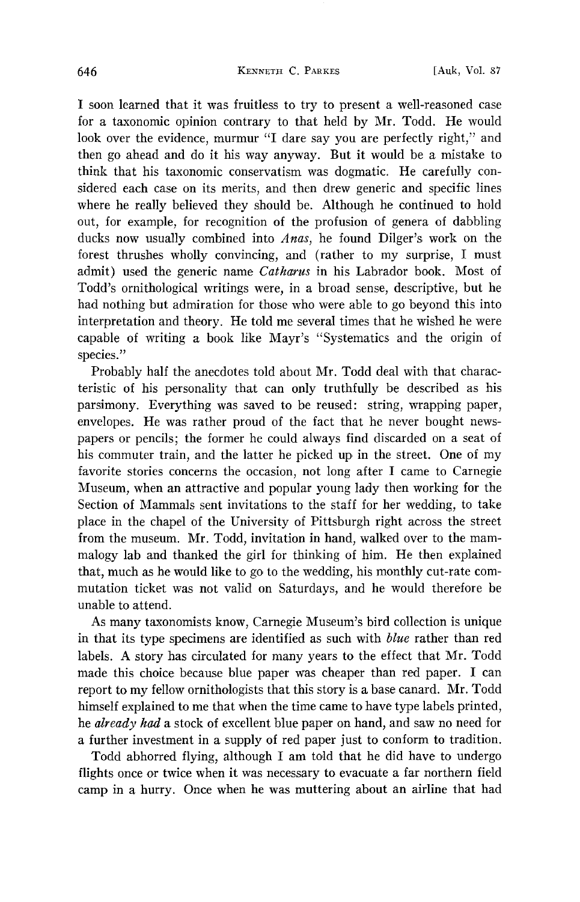I soon learned that it was fruitless to try to present a well-reasoned case for a taxonomic opinion contrary to that held by Mr. Todd. He would look over the evidence, murmur "I dare say you are perfectly right," and then go ahead and do it his way anyway. But it would be a mistake to think that his taxonomic conservatism was dogmatic. He carefully considered each case on its merits, and then drew generic and specific lines where he really believed they should be. Although he continued to hold out, for example, for recognition of the profusion of genera of dabbling ducks now usually combined into *Anas*, he found Dilger's work on the forest thrushes wholly convincing, and (rather to my surprise, I must admit) used the generic name *Catharus* in his Labrador book. Most of Todd's ornithological writings were, in a broad sense, descriptive, but he had nothing but admiration for those who were able to go beyond this into interpretation and theory. He told me several times that he wished he were capable of writing a book like Mayr's "Systematics and the origin of species."

Probably half the anecdotes told about Mr. Todd deal with that characteristic of his personality that can only truthfully be described as his parsimony. Everything was saved to be reused: string, wrapping paper, envelopes. He was rather proud of the fact that he never bought newspapers or pencils; the former he could always find discarded on a seat of his commuter train, and the latter he picked up in the street. One of my favorite stories concerns the occasion, not long after I came to Carnegie Museum, when an attractive and popular young lady then working for the Section of Mammals sent invitations to the staff for her wedding, to take place in the chapel of the University of Pittsburgh right across the street from the museum. Mr. Todd, invitation in hand, walked over to the mammalogy lab and thanked the girl for thinking of him. He then explained that, much as he would like to go to the wedding, his monthly cut-rate commutation ticket was not valid on Saturdays, and he would therefore be unable to attend.

As many taxonomists know, Carnegie Museum's bird collection is unique in that its type specimens are identified as such with *blue* rather than red labels. A story has circulated for many years to the effect that Mr. Todd made this choice because blue paper was cheaper than red paper. I can report to my fellow ornithologists that this story is a base canard. Mr. Todd himself explained to me that when the time came to have type labels printed, he *already had* a stock of excellent blue paper on hand, and saw no need for a further investment in a supply of red paper just to conform to tradition.

Todd abhorred flying, although I am told that he did have to undergo flights once or twice when it was necessary to evacuate a far northern field camp in a hurry. Once when he was muttering about an airline that had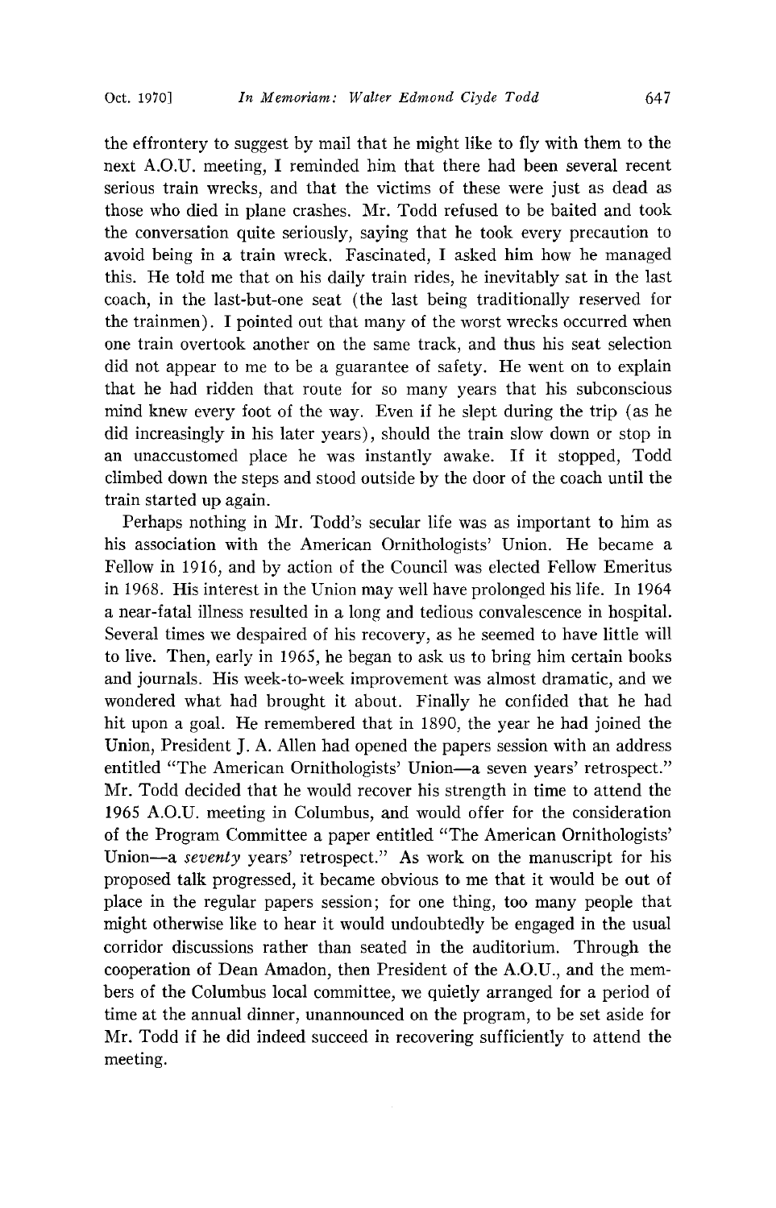the effrontery to suggest by mail that he might like to fly with them to the next A.O.U. meeting, I reminded him that there had been several recent serious train wrecks, and that the victims of these were just as dead as those who died in plane crashes. Mr. Todd refused to be baited and took the conversation quite seriously, saying that he took every precaution to avoid being in a train wreck. Fascinated, I asked him how he managed this. He told me that on his daily train rides, he inevitably sat in the last coach, in the last-but-one seat (the last being traditionally reserved for the trainmen). I pointed out that many of the worst wrecks occurred when one train overtook another on the same track, and thus his seat selection did not appear to me to be a guarantee of safety. He went on to explain that he had ridden that route for so many years that his subconscious mind knew every foot of the way. Even if he slept during the trip (as he did increasingly in his later years), should the train slow down or stop in an unaccustomed place he was instantly awake. If it stopped, Todd climbed down the steps and stood outside by the door of the coach until the train started up again.

Perhaps nothing in Mr. Todd's secular life was as important to him as his association with the American Ornithologists' Union. He became a Fellow in 1916, and by action of the Council was elected Fellow Emeritus in 1968. His interest in the Union may well have prolonged his life. In 1964 a near-fatal illness resulted in a long and tedious convalescence in hospital. Several times we despaired of his recovery, as he seemed to have little will to live. Then, early in 1965, he began to ask us to bring him certain books and journals. His week-to-week improvement was almost dramatic, and we wondered what had brought it about. Finally he confided that he had hit upon a goal. He remembered that in 1890, the year he had joined the Union, President J. A. Allen had opened the papers session with an address entitled "The American Ornithologists' Union—a seven years' retrospect." Mr. Todd decided that he would recover his strength in time to attend the 1965 A.O.U. meeting in Columbus, and would offer for the consideration of the Program Committee a paper entitled "The American Ornithologists' Union—a *seventy* years' retrospect." As work on the manuscript for his proposed talk progressed, it became obvious to me that it would be out of place in the regular papers session; for one thing, too many people that might otherwise like to hear it would undoubtedly be engaged in the usual corridor discussions rather than seated in the auditorium. Through the cooperation of Dean Amadon, then President of the A.O.U., and the members of the Columbus local committee, we quietly arranged for a period of time at the annual dinner, unannounced on the program, to be set aside for Mr. Todd if he did indeed succeed in recovering sufficiently to attend the meeting.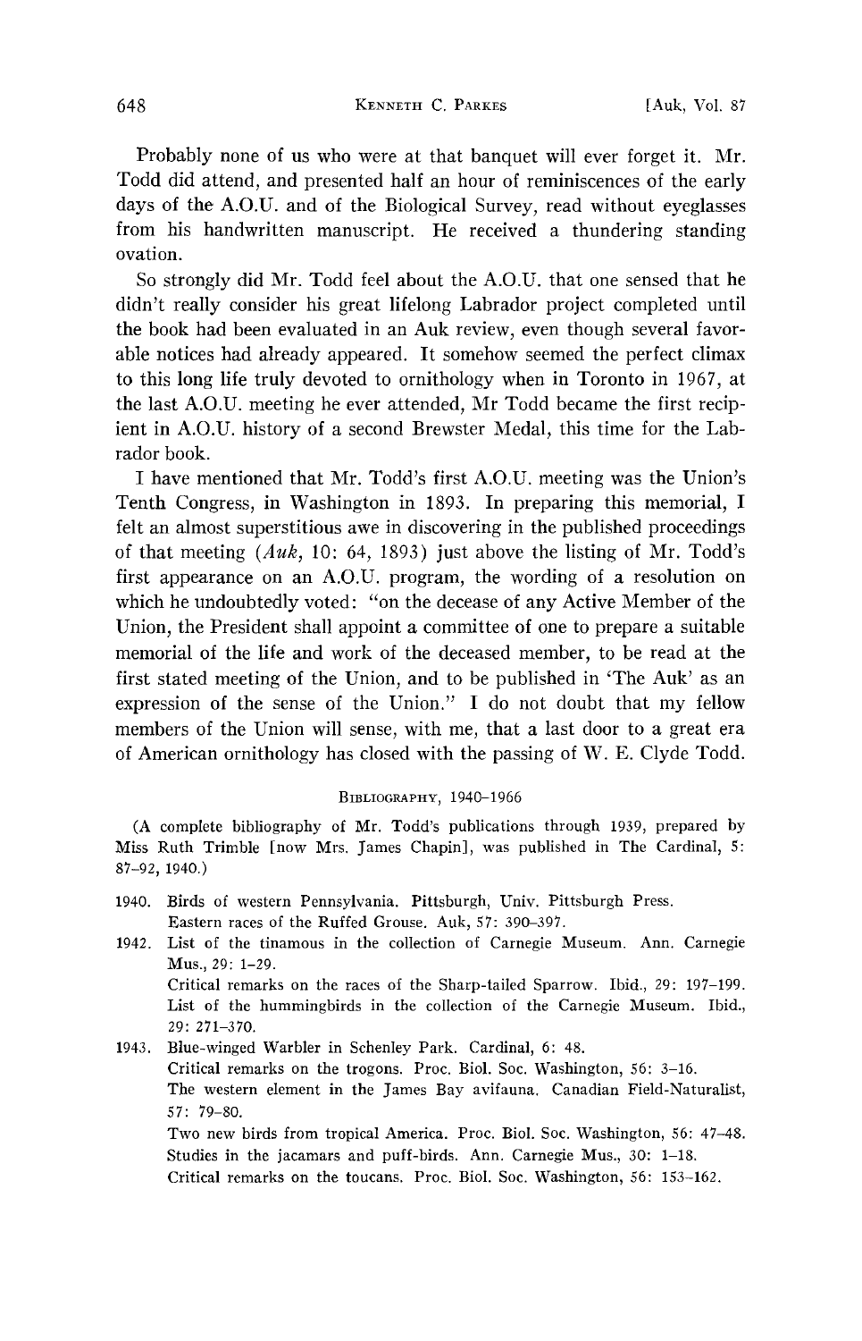Probably none of us who were at that banquet will ever forget it. Mr. Todd did attend, and presented half an hour of reminiscences of the early days of the A.O.U. and of the Biological Survey, read without eyeglasses from his handwritten manuscript. He received a thundering standing ovation.

So strongly did Mr. Todd feel about the A.O.U. that one sensed that he didn't really consider his great lifelong Labrador project completed until the book had been evaluated in an Auk review, even though several favorable notices had already appeared. It somehow seemed the perfect climax to this long life truly devoted to ornithology when in Toronto in 1967, at the last A.O.U. meeting he ever attended, Mr Todd became the first recipient in A.O.U. history of a second Brewster Medal, this time for the Labrador book.

I have mentioned that Mr. Todd's first A.O.U. meeting was the Union's Tenth Congress, in Washington in 1893. In preparing this memorial, I felt an almost superstitious awe in discovering in the published proceedings of that meeting (*Auk,* 10: 64, 1893) just above the listing of Mr. Todd's first appearance on an A.O.U. program, the wording of a resolution on which he undoubtedly voted: "on the decease of any Active Member of the Union, the President shall appoint a committee of one to prepare a suitable memorial of the life and work of the deceased member, to be read at the first stated meeting of the Union, and to be published in 'The Auk' as an expression of the sense of the Union." I do not doubt that my fellow members of the Union will sense, with me, that a last door to a great era of American ornithology has closed with the passing of W. E. Clyde Todd.

## Bibliography, 1940–1966

(A complete bibliography of Mr. Todd's publications through 1939, prepared by Miss Ruth Trimble [now Mrs. James Chapin], was published in The Cardinal, 5: 87–92, 1940.)

1940. Birds of western Pennsylvania. Pittsburgh, Univ. Pittsburgh Press.
Eastern races of the Ruffed Grouse. Auk, 57: 390–397.

1942. List of the tinamous in the collection of Carnegie Museum. Ann. Carnegie Mus., 29: 1–29.
Critical remarks on the races of the Sharp-tailed Sparrow. Ibid., 29: 197–199.
List of the hummingbirds in the collection of the Carnegie Museum. Ibid., 29: 271–370.

1943. Blue-winged Warbler in Schenley Park. Cardinal, 6: 48.
Critical remarks on the trogons. Proc. Biol. Soc. Washington, 56: 3–16.
The western element in the James Bay avifauna. Canadian Field-Naturalist, 57: 79–80.
Two new birds from tropical America. Proc. Biol. Soc. Washington, 56: 47–48.
Studies in the jacamars and puff-birds. Ann. Carnegie Mus., 30: 1–18.
Critical remarks on the toucans. Proc. Biol. Soc. Washington, 56: 153–162.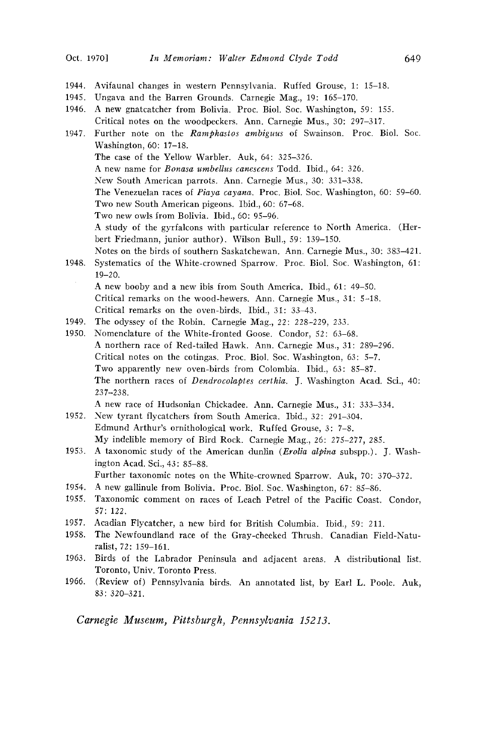1944. Avifaunal changes in western Pennsylvania. Ruffed Grouse, 1: 15–18.

1945. Ungava and the Barren Grounds. Carnegie Mag., 19: 165–170.

1946. A new gnatcatcher from Bolivia. Proc. Biol. Soc. Washington, 59: 155.
Critical notes on the woodpeckers. Ann. Carnegie Mus., 30: 297–317.

1947. Further note on the *Ramphastos ambiguus* of Swainson. Proc. Biol. Soc. Washington, 60: 17–18.
The case of the Yellow Warbler. Auk, 64: 325–326.
A new name for *Bonasa umbellus canescens* Todd. Ibid., 64: 326.
New South American parrots. Ann. Carnegie Mus., 30: 331–338.
The Venezuelan races of *Piaya cayana*. Proc. Biol. Soc. Washington, 60: 59–60.
Two new South American pigeons. Ibid., 60: 67–68.
Two new owls from Bolivia. Ibid., 60: 95–96.
A study of the gyrfalcons with particular reference to North America. (Herbert Friedmann, junior author). Wilson Bull., 59: 139–150.
Notes on the birds of southern Saskatchewan. Ann. Carnegie Mus., 30: 383–421.

1948. Systematics of the White-crowned Sparrow. Proc. Biol. Soc. Washington, 61: 19–20.
A new booby and a new ibis from South America. Ibid., 61: 49–50.
Critical remarks on the wood-hewers. Ann. Carnegie Mus., 31: 5–18.
Critical remarks on the oven-birds. Ibid., 31: 33–43.

1949. The odyssey of the Robin. Carnegie Mag., 22: 228–229, 233.

1950. Nomenclature of the White-fronted Goose. Condor, 52: 63–68.
A northern race of Red-tailed Hawk. Ann. Carnegie Mus., 31: 289–296.
Critical notes on the cotingas. Proc. Biol. Soc. Washington, 63: 5–7.
Two apparently new oven-birds from Colombia. Ibid., 63: 85–87.
The northern races of *Dendrocolaptes certhia*. J. Washington Acad. Sci., 40: 237–238.
A new race of Hudsonian Chickadee. Ann. Carnegie Mus., 31: 333–334.

1952. New tyrant flycatchers from South America. Ibid., 32: 291–304.
Edmund Arthur's ornithological work. Ruffed Grouse, 3: 7–8.
My indelible memory of Bird Rock. Carnegie Mag., 26: 275–277, 285.

1953. A taxonomic study of the American dunlin (*Erolia alpina* subspp.). J. Washington Acad. Sci., 43: 85–88.
Further taxonomic notes on the White-crowned Sparrow. Auk, 70: 370–372.

1954. A new gallinule from Bolivia. Proc. Biol. Soc. Washington, 67: 85–86.

1955. Taxonomic comment on races of Leach Petrel of the Pacific Coast. Condor, 57: 122.

1957. Acadian Flycatcher, a new bird for British Columbia. Ibid., 59: 211.

1958. The Newfoundland race of the Gray-cheeked Thrush. Canadian Field-Naturalist, 72: 159–161.

1963. Birds of the Labrador Peninsula and adjacent areas. A distributional list. Toronto, Univ. Toronto Press.

1966. (Review of) Pennsylvania birds. An annotated list, by Earl L. Poole. Auk, 83: 320–321.

*Carnegie Museum, Pittsburgh, Pennsylvania 15213.*